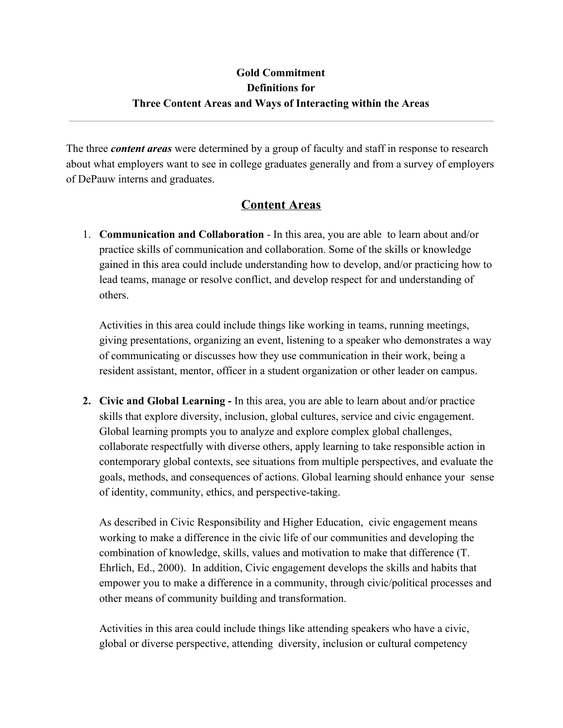**Gold Commitment**
**Definitions for**
**Three Content Areas and Ways of Interacting within the Areas**

---

The three ***content areas*** were determined by a group of faculty and staff in response to research about what employers want to see in college graduates generally and from a survey of employers of DePauw interns and graduates.

## <u>Content Areas</u>

1. **Communication and Collaboration** - In this area, you are able to learn about and/or practice skills of communication and collaboration. Some of the skills or knowledge gained in this area could include understanding how to develop, and/or practicing how to lead teams, manage or resolve conflict, and develop respect for and understanding of others.

   Activities in this area could include things like working in teams, running meetings, giving presentations, organizing an event, listening to a speaker who demonstrates a way of communicating or discusses how they use communication in their work, being a resident assistant, mentor, officer in a student organization or other leader on campus.

2. **Civic and Global Learning -** In this area, you are able to learn about and/or practice skills that explore diversity, inclusion, global cultures, service and civic engagement. Global learning prompts you to analyze and explore complex global challenges, collaborate respectfully with diverse others, apply learning to take responsible action in contemporary global contexts, see situations from multiple perspectives, and evaluate the goals, methods, and consequences of actions. Global learning should enhance your sense of identity, community, ethics, and perspective-taking.

   As described in Civic Responsibility and Higher Education, civic engagement means working to make a difference in the civic life of our communities and developing the combination of knowledge, skills, values and motivation to make that difference (T. Ehrlich, Ed., 2000). In addition, Civic engagement develops the skills and habits that empower you to make a difference in a community, through civic/political processes and other means of community building and transformation.

   Activities in this area could include things like attending speakers who have a civic, global or diverse perspective, attending diversity, inclusion or cultural competency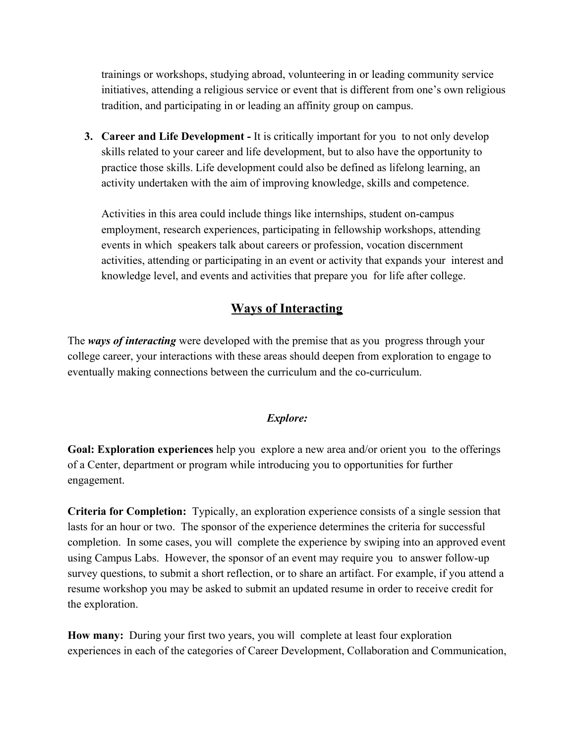trainings or workshops, studying abroad, volunteering in or leading community service initiatives, attending a religious service or event that is different from one's own religious tradition, and participating in or leading an affinity group on campus.

3. **Career and Life Development -** It is critically important for you to not only develop skills related to your career and life development, but to also have the opportunity to practice those skills. Life development could also be defined as lifelong learning, an activity undertaken with the aim of improving knowledge, skills and competence.

   Activities in this area could include things like internships, student on-campus employment, research experiences, participating in fellowship workshops, attending events in which speakers talk about careers or profession, vocation discernment activities, attending or participating in an event or activity that expands your interest and knowledge level, and events and activities that prepare you for life after college.

## Ways of Interacting

The ***ways of interacting*** were developed with the premise that as you progress through your college career, your interactions with these areas should deepen from exploration to engage to eventually making connections between the curriculum and the co-curriculum.

### *Explore:*

**Goal: Exploration experiences** help you explore a new area and/or orient you to the offerings of a Center, department or program while introducing you to opportunities for further engagement.

**Criteria for Completion:** Typically, an exploration experience consists of a single session that lasts for an hour or two. The sponsor of the experience determines the criteria for successful completion. In some cases, you will complete the experience by swiping into an approved event using Campus Labs. However, the sponsor of an event may require you to answer follow-up survey questions, to submit a short reflection, or to share an artifact. For example, if you attend a resume workshop you may be asked to submit an updated resume in order to receive credit for the exploration.

**How many:** During your first two years, you will complete at least four exploration experiences in each of the categories of Career Development, Collaboration and Communication,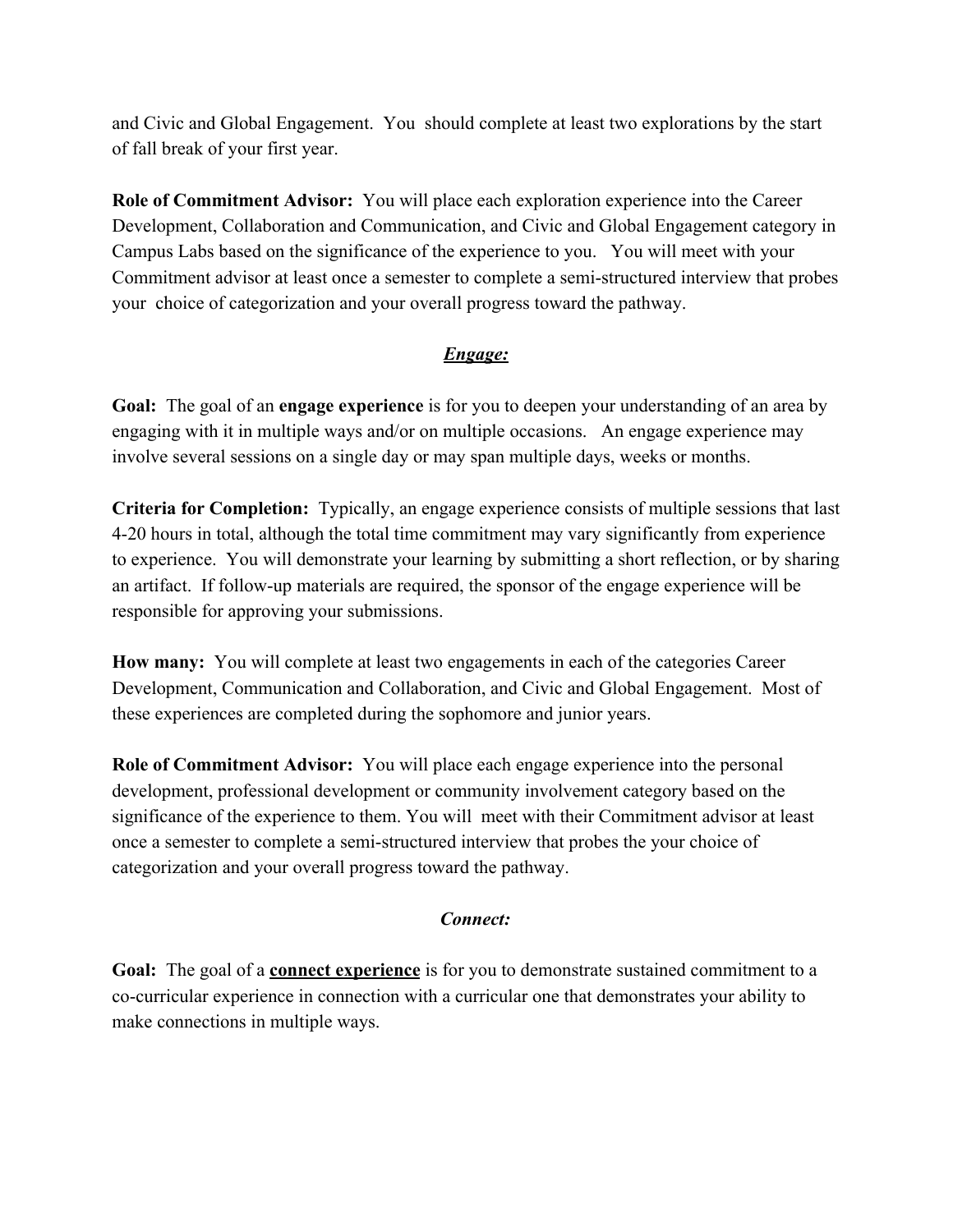and Civic and Global Engagement. You should complete at least two explorations by the start of fall break of your first year.

**Role of Commitment Advisor:** You will place each exploration experience into the Career Development, Collaboration and Communication, and Civic and Global Engagement category in Campus Labs based on the significance of the experience to you. You will meet with your Commitment advisor at least once a semester to complete a semi-structured interview that probes your choice of categorization and your overall progress toward the pathway.

### ***Engage:***

**Goal:** The goal of an **engage experience** is for you to deepen your understanding of an area by engaging with it in multiple ways and/or on multiple occasions. An engage experience may involve several sessions on a single day or may span multiple days, weeks or months.

**Criteria for Completion:** Typically, an engage experience consists of multiple sessions that last 4-20 hours in total, although the total time commitment may vary significantly from experience to experience. You will demonstrate your learning by submitting a short reflection, or by sharing an artifact. If follow-up materials are required, the sponsor of the engage experience will be responsible for approving your submissions.

**How many:** You will complete at least two engagements in each of the categories Career Development, Communication and Collaboration, and Civic and Global Engagement. Most of these experiences are completed during the sophomore and junior years.

**Role of Commitment Advisor:** You will place each engage experience into the personal development, professional development or community involvement category based on the significance of the experience to them. You will meet with their Commitment advisor at least once a semester to complete a semi-structured interview that probes the your choice of categorization and your overall progress toward the pathway.

### ***Connect:***

**Goal:** The goal of a **connect experience** is for you to demonstrate sustained commitment to a co-curricular experience in connection with a curricular one that demonstrates your ability to make connections in multiple ways.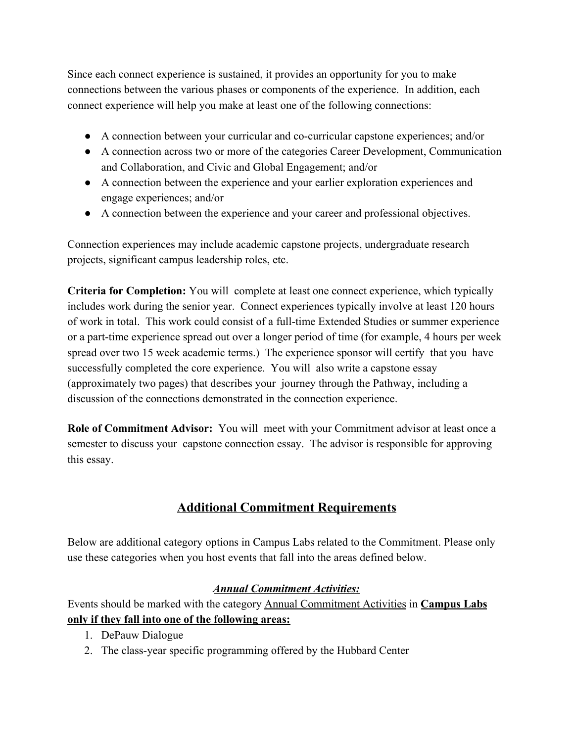Since each connect experience is sustained, it provides an opportunity for you to make connections between the various phases or components of the experience. In addition, each connect experience will help you make at least one of the following connections:

- A connection between your curricular and co-curricular capstone experiences; and/or
- A connection across two or more of the categories Career Development, Communication and Collaboration, and Civic and Global Engagement; and/or
- A connection between the experience and your earlier exploration experiences and engage experiences; and/or
- A connection between the experience and your career and professional objectives.

Connection experiences may include academic capstone projects, undergraduate research projects, significant campus leadership roles, etc.

**Criteria for Completion:** You will complete at least one connect experience, which typically includes work during the senior year. Connect experiences typically involve at least 120 hours of work in total. This work could consist of a full-time Extended Studies or summer experience or a part-time experience spread out over a longer period of time (for example, 4 hours per week spread over two 15 week academic terms.) The experience sponsor will certify that you have successfully completed the core experience. You will also write a capstone essay (approximately two pages) that describes your journey through the Pathway, including a discussion of the connections demonstrated in the connection experience.

**Role of Commitment Advisor:** You will meet with your Commitment advisor at least once a semester to discuss your capstone connection essay. The advisor is responsible for approving this essay.

## <u>Additional Commitment Requirements</u>

Below are additional category options in Campus Labs related to the Commitment. Please only use these categories when you host events that fall into the areas defined below.

### <u>*Annual Commitment Activities:*</u>

Events should be marked with the category <u>Annual Commitment Activities</u> in **Campus Labs** **<u>only if they fall into one of the following areas:</u>**

1. DePauw Dialogue
2. The class-year specific programming offered by the Hubbard Center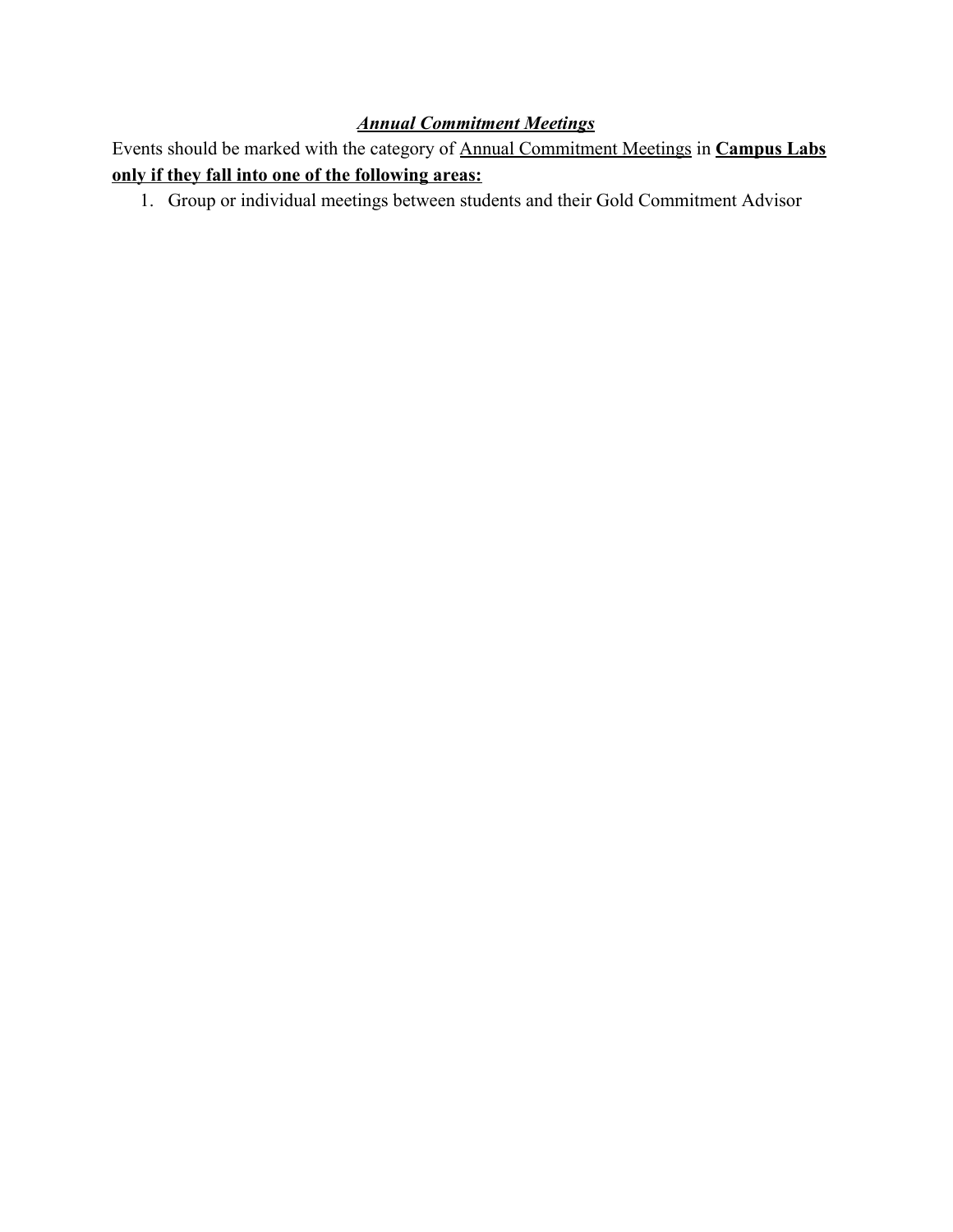## ***Annual Commitment Meetings***

Events should be marked with the category of Annual Commitment Meetings in **Campus Labs only if they fall into one of the following areas:**

1. Group or individual meetings between students and their Gold Commitment Advisor